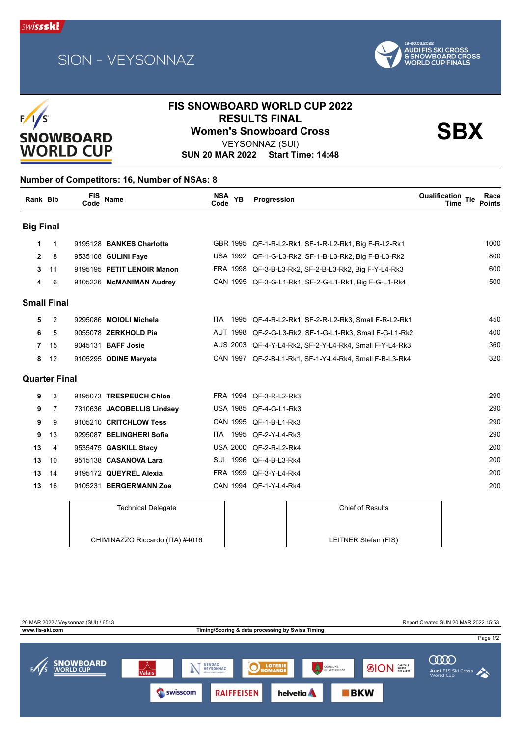SION - VEYSONNAZ

19-20.03.2022 AUDI FIS SKI CROSS & SNOWBOARD CROSS WORLD CUP FINALS

# FIS SNOWBOARD WORLD CUP 2022

## RESULTS FINAL

## Women's Snowboard Cross

**SBX**

VEYSONNAZ (SUI)

**SUN 20 MAR 2022 Start Time: 14:48**

**Number of Competitors: 16, Number of NSAs: 8**

| Rank | Bib | FIS Code | Name | NSA Code | YB | Progression | Qualification Time | Tie | Race Points |
|---|---|---|---|---|---|---|---|---|---|
| **Big Final** | | | | | | | | | |
| **1** | 1 | 9195128 | **BANKES Charlotte** | GBR | 1995 | QF-1-R-L2-Rk1, SF-1-R-L2-Rk1, Big F-R-L2-Rk1 | | | 1000 |
| **2** | 8 | 9535108 | **GULINI Faye** | USA | 1992 | QF-1-G-L3-Rk2, SF-1-B-L3-Rk2, Big F-B-L3-Rk2 | | | 800 |
| **3** | 11 | 9195195 | **PETIT LENOIR Manon** | FRA | 1998 | QF-3-B-L3-Rk2, SF-2-B-L3-Rk2, Big F-Y-L4-Rk3 | | | 600 |
| **4** | 6 | 9105226 | **McMANIMAN Audrey** | CAN | 1995 | QF-3-G-L1-Rk1, SF-2-G-L1-Rk1, Big F-G-L1-Rk4 | | | 500 |
| **Small Final** | | | | | | | | | |
| **5** | 2 | 9295086 | **MOIOLI Michela** | ITA | 1995 | QF-4-R-L2-Rk1, SF-2-R-L2-Rk3, Small F-R-L2-Rk1 | | | 450 |
| **6** | 5 | 9055078 | **ZERKHOLD Pia** | AUT | 1998 | QF-2-G-L3-Rk2, SF-1-G-L1-Rk3, Small F-G-L1-Rk2 | | | 400 |
| **7** | 15 | 9045131 | **BAFF Josie** | AUS | 2003 | QF-4-Y-L4-Rk2, SF-2-Y-L4-Rk4, Small F-Y-L4-Rk3 | | | 360 |
| **8** | 12 | 9105295 | **ODINE Meryeta** | CAN | 1997 | QF-2-B-L1-Rk1, SF-1-Y-L4-Rk4, Small F-B-L3-Rk4 | | | 320 |
| **Quarter Final** | | | | | | | | | |
| **9** | 3 | 9195073 | **TRESPEUCH Chloe** | FRA | 1994 | QF-3-R-L2-Rk3 | | | 290 |
| **9** | 7 | 7310636 | **JACOBELLIS Lindsey** | USA | 1985 | QF-4-G-L1-Rk3 | | | 290 |
| **9** | 9 | 9105210 | **CRITCHLOW Tess** | CAN | 1995 | QF-1-B-L1-Rk3 | | | 290 |
| **9** | 13 | 9295087 | **BELINGHERI Sofia** | ITA | 1995 | QF-2-Y-L4-Rk3 | | | 290 |
| **13** | 4 | 9535475 | **GASKILL Stacy** | USA | 2000 | QF-2-R-L2-Rk4 | | | 200 |
| **13** | 10 | 9515138 | **CASANOVA Lara** | SUI | 1996 | QF-4-B-L3-Rk4 | | | 200 |
| **13** | 14 | 9195172 | **QUEYREL Alexia** | FRA | 1999 | QF-3-Y-L4-Rk4 | | | 200 |
| **13** | 16 | 9105231 | **BERGERMANN Zoe** | CAN | 1994 | QF-1-Y-L4-Rk4 | | | 200 |

| Technical Delegate | Chief of Results |
|---|---|
| CHIMINAZZO Riccardo (ITA) #4016 | LEITNER Stefan (FIS) |

20 MAR 2022 / Veysonnaz (SUI) / 6543 — Report Created SUN 20 MAR 2022 15:53

www.fis-ski.com — Timing/Scoring & data processing by Swiss Timing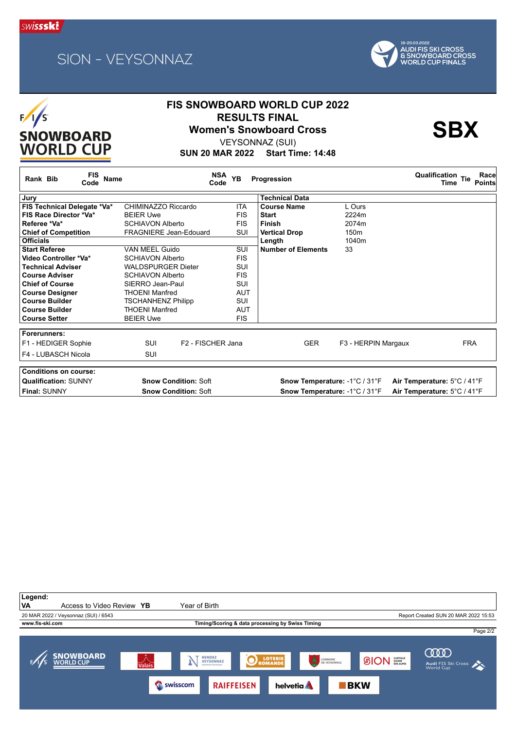SION - VEYSONNAZ

19-20.03.2022 AUDI FIS SKI CROSS & SNOWBOARD CROSS WORLD CUP FINALS

# FIS SNOWBOARD WORLD CUP 2022

## RESULTS FINAL

### Women's Snowboard Cross

VEYSONNAZ (SUI)

**SUN 20 MAR 2022 Start Time: 14:48**

**SBX**

| Rank | Bib | FIS Code | Name | NSA Code | YB | Progression | Qualification Time | Tie | Race Points |
|---|---|---|---|---|---|---|---|---|---|

| Jury | | | Technical Data | |
|---|---|---|---|---|
| **FIS Technical Delegate *Va*** | CHIMINAZZO Riccardo | ITA | **Course Name** | L Ours |
| **FIS Race Director *Va*** | BEIER Uwe | FIS | **Start** | 2224m |
| **Referee *Va*** | SCHIAVON Alberto | FIS | **Finish** | 2074m |
| **Chief of Competition** | FRAGNIERE Jean-Edouard | SUI | **Vertical Drop** | 150m |
| **Officials** | | | **Length** | 1040m |
| **Start Referee** | VAN MEEL Guido | SUI | **Number of Elements** | 33 |
| **Video Controller *Va*** | SCHIAVON Alberto | FIS | | |
| **Technical Adviser** | WALDSPURGER Dieter | SUI | | |
| **Course Adviser** | SCHIAVON Alberto | FIS | | |
| **Chief of Course** | SIERRO Jean-Paul | SUI | | |
| **Course Designer** | THOENI Manfred | AUT | | |
| **Course Builder** | TSCHANHENZ Philipp | SUI | | |
| **Course Builder** | THOENI Manfred | AUT | | |
| **Course Setter** | BEIER Uwe | FIS | | |

**Forerunners:**

| | | | | | |
|---|---|---|---|---|---|
| F1 - HEDIGER Sophie | SUI | F2 - FISCHER Jana | GER | F3 - HERPIN Margaux | FRA |
| F4 - LUBASCH Nicola | SUI | | | | |

**Conditions on course:**

| | | | |
|---|---|---|---|
| **Qualification:** SUNNY | **Snow Condition:** Soft | **Snow Temperature:** -1°C / 31°F | **Air Temperature:** 5°C / 41°F |
| **Final:** SUNNY | **Snow Condition:** Soft | **Snow Temperature:** -1°C / 31°F | **Air Temperature:** 5°C / 41°F |

**Legend:**

**VA** Access to Video Review **YB** Year of Birth

20 MAR 2022 / Veysonnaz (SUI) / 6543 — Report Created SUN 20 MAR 2022 15:53

www.fis-ski.com — Timing/Scoring & data processing by Swiss Timing